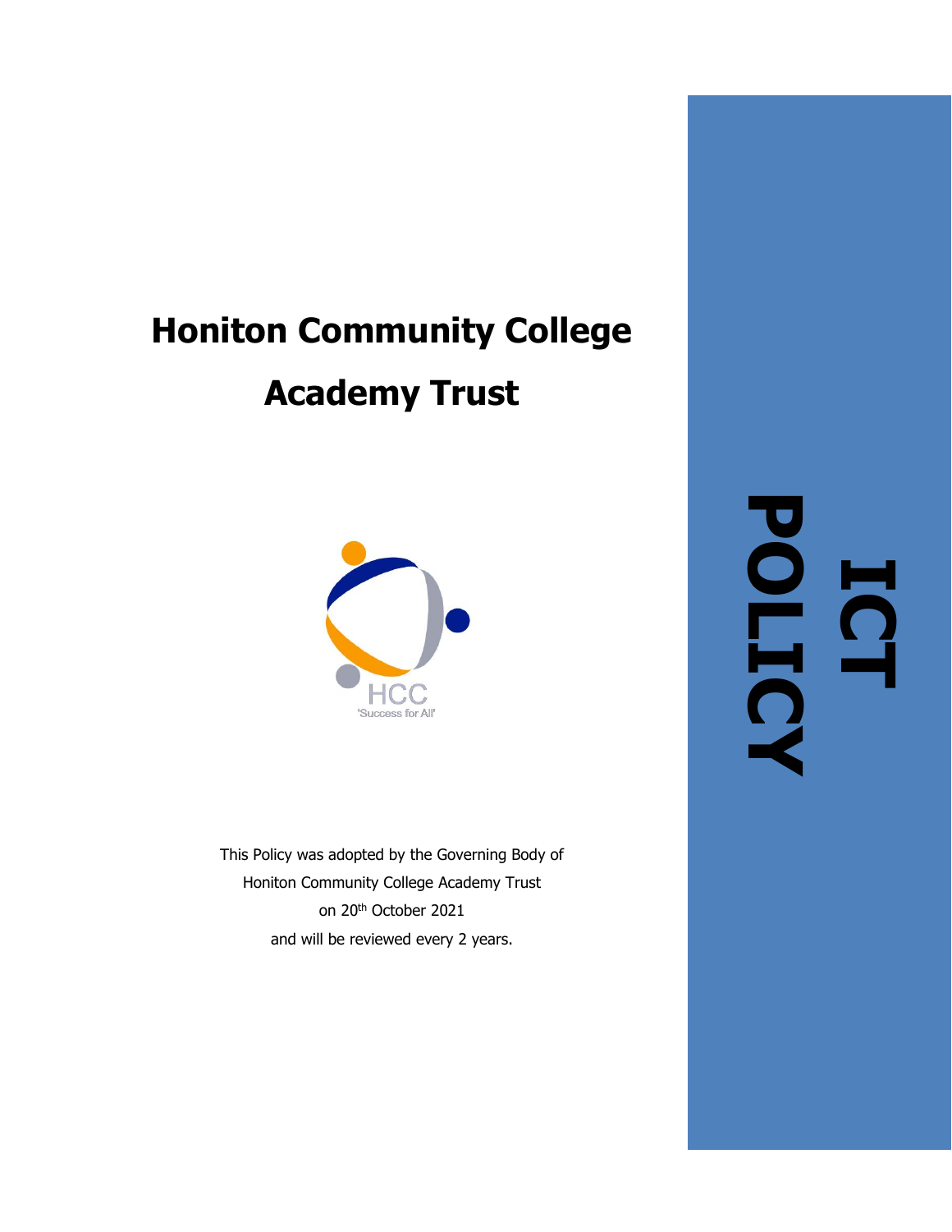# Honiton Community College

# Academy Trust

HCC

'Success for All'

This Policy was adopted by the Governing Body of
Honiton Community College Academy Trust
on 20th October 2021
and will be reviewed every 2 years.

# ICT POLICY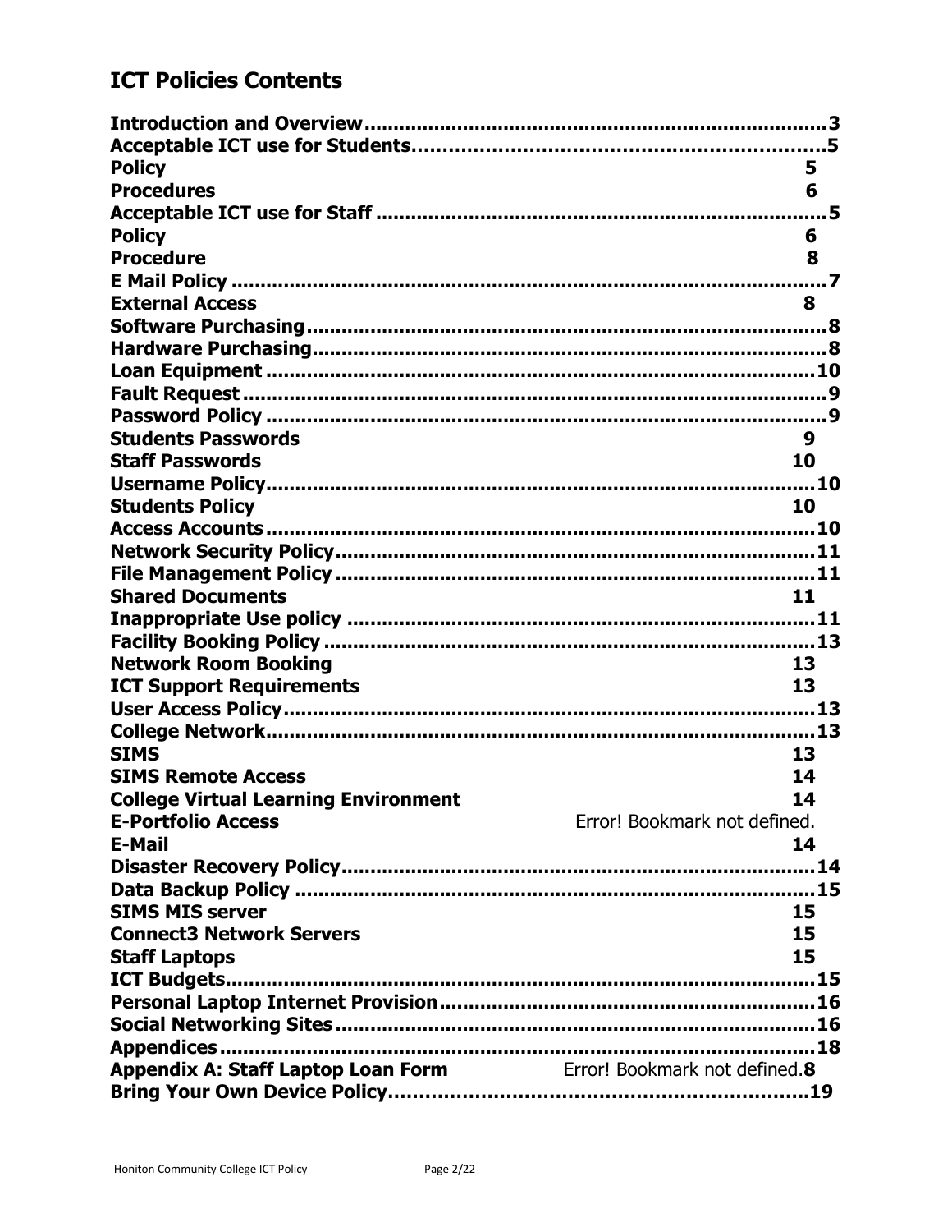## ICT Policies Contents

**Introduction and Overview**..............................................................................**3**
**Acceptable ICT use for Students**…………………………………………………………..**5**
**Policy** **5**
**Procedures** **6**
**Acceptable ICT use for Staff** ............................................................................**5**
**Policy** **6**
**Procedure** **8**
**E Mail Policy** ......................................................................................................**7**
**External Access** **8**
**Software Purchasing**..........................................................................................**8**
**Hardware Purchasing**.........................................................................................**8**
**Loan Equipment** ...............................................................................................**10**
**Fault Request**......................................................................................................**9**
**Password Policy** .................................................................................................**9**
**Students Passwords** **9**
**Staff Passwords** **10**
**Username Policy**...............................................................................................**10**
**Students Policy** **10**
**Access Accounts**................................................................................................**10**
**Network Security Policy**...................................................................................**11**
**File Management Policy** ..................................................................................**11**
**Shared Documents** **11**
**Inappropriate Use policy** ................................................................................**11**
**Facility Booking Policy** ....................................................................................**13**
**Network Room Booking** **13**
**ICT Support Requirements** **13**
**User Access Policy**............................................................................................**13**
**College Network**...............................................................................................**13**
**SIMS** **13**
**SIMS Remote Access** **14**
**College Virtual Learning Environment** **14**
**E-Portfolio Access** Error! Bookmark not defined.
**E-Mail** **14**
**Disaster Recovery Policy**..................................................................................**14**
**Data Backup Policy** ..........................................................................................**15**
**SIMS MIS server** **15**
**Connect3 Network Servers** **15**
**Staff Laptops** **15**
**ICT Budgets**......................................................................................................**15**
**Personal Laptop Internet Provision**................................................................**16**
**Social Networking Sites**....................................................................................**16**
**Appendices**.......................................................................................................**18**
**Appendix A: Staff Laptop Loan Form** Error! Bookmark not defined.**8**
**Bring Your Own Device Policy**………………………………………………………….**19**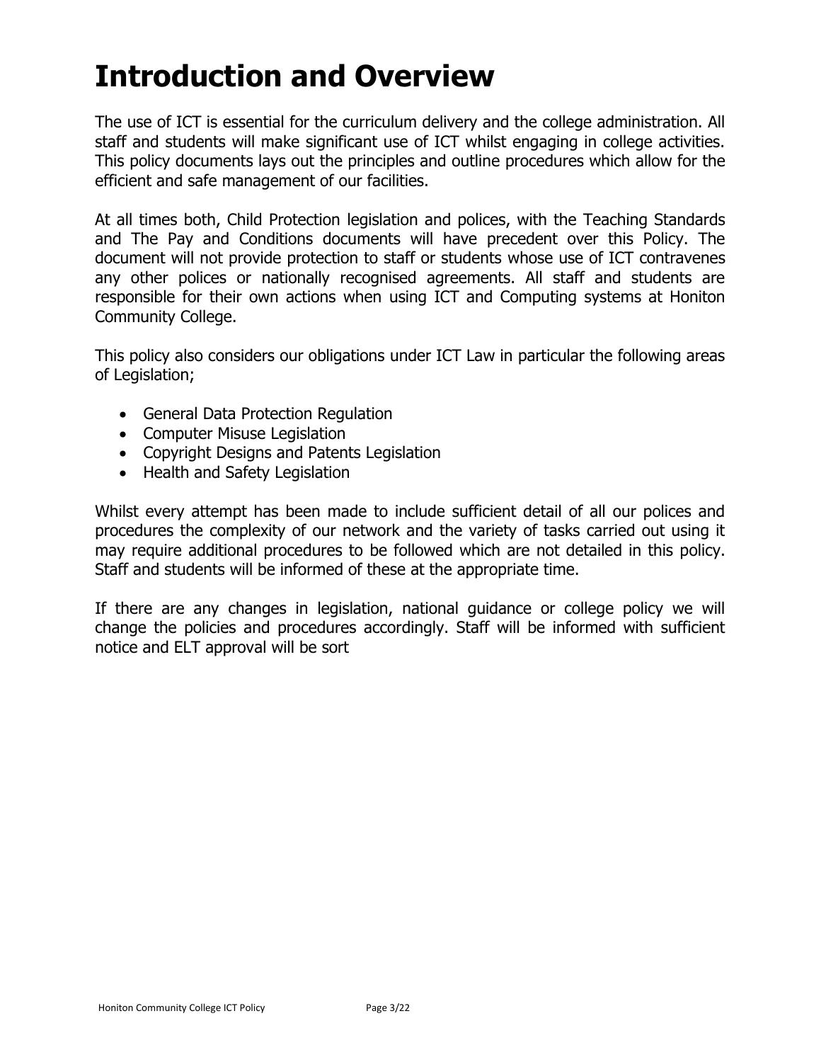# Introduction and Overview

The use of ICT is essential for the curriculum delivery and the college administration. All staff and students will make significant use of ICT whilst engaging in college activities. This policy documents lays out the principles and outline procedures which allow for the efficient and safe management of our facilities.

At all times both, Child Protection legislation and polices, with the Teaching Standards and The Pay and Conditions documents will have precedent over this Policy. The document will not provide protection to staff or students whose use of ICT contravenes any other polices or nationally recognised agreements. All staff and students are responsible for their own actions when using ICT and Computing systems at Honiton Community College.

This policy also considers our obligations under ICT Law in particular the following areas of Legislation;

- General Data Protection Regulation
- Computer Misuse Legislation
- Copyright Designs and Patents Legislation
- Health and Safety Legislation

Whilst every attempt has been made to include sufficient detail of all our polices and procedures the complexity of our network and the variety of tasks carried out using it may require additional procedures to be followed which are not detailed in this policy. Staff and students will be informed of these at the appropriate time.

If there are any changes in legislation, national guidance or college policy we will change the policies and procedures accordingly. Staff will be informed with sufficient notice and ELT approval will be sort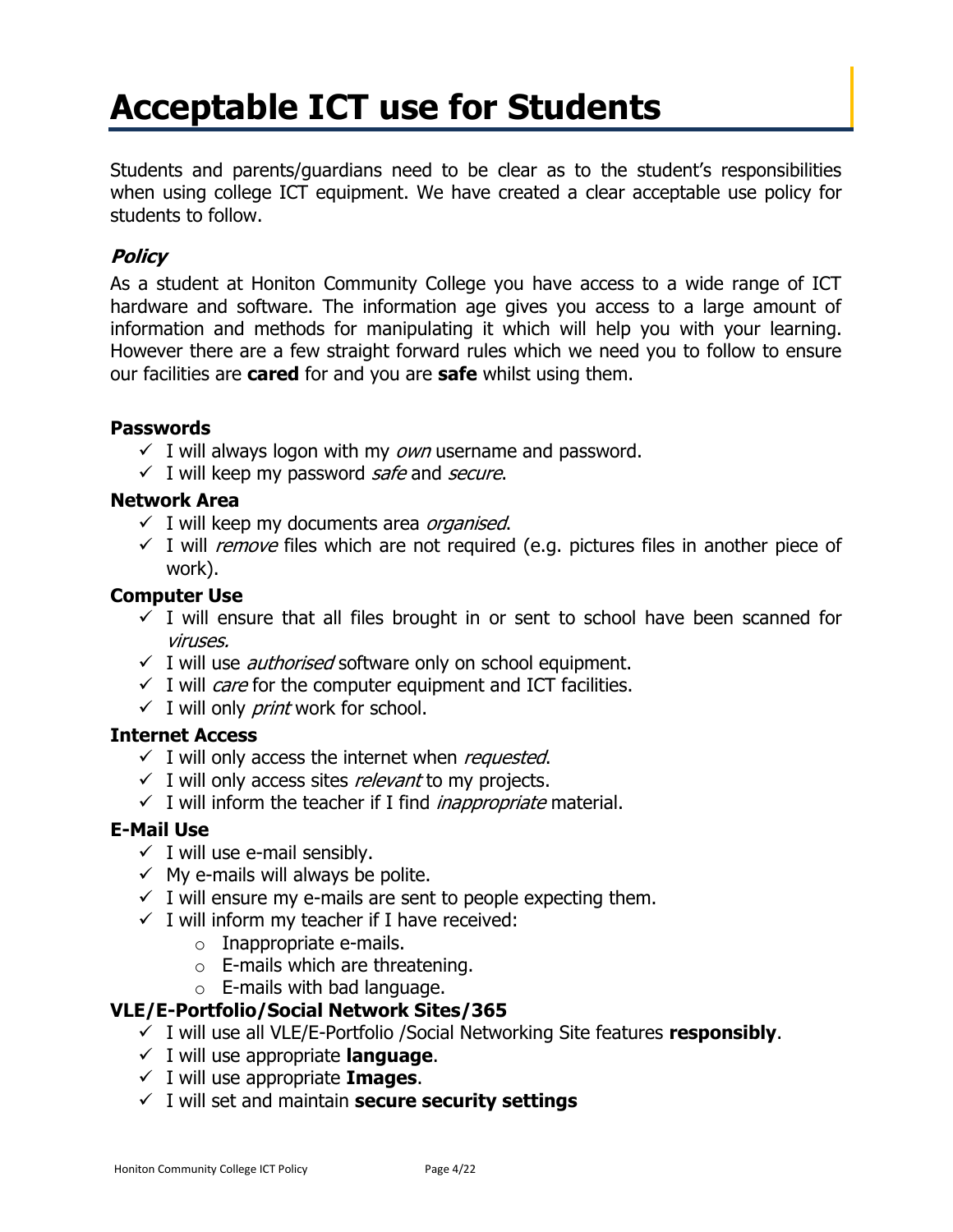# Acceptable ICT use for Students

Students and parents/guardians need to be clear as to the student's responsibilities when using college ICT equipment. We have created a clear acceptable use policy for students to follow.

## *Policy*

As a student at Honiton Community College you have access to a wide range of ICT hardware and software. The information age gives you access to a large amount of information and methods for manipulating it which will help you with your learning. However there are a few straight forward rules which we need you to follow to ensure our facilities are **cared** for and you are **safe** whilst using them.

### Passwords

- ✓ I will always logon with my *own* username and password.
- ✓ I will keep my password *safe* and *secure*.

### Network Area

- ✓ I will keep my documents area *organised*.
- ✓ I will *remove* files which are not required (e.g. pictures files in another piece of work).

### Computer Use

- ✓ I will ensure that all files brought in or sent to school have been scanned for *viruses.*
- ✓ I will use *authorised* software only on school equipment.
- ✓ I will *care* for the computer equipment and ICT facilities.
- ✓ I will only *print* work for school.

### Internet Access

- ✓ I will only access the internet when *requested*.
- ✓ I will only access sites *relevant* to my projects.
- ✓ I will inform the teacher if I find *inappropriate* material.

### E-Mail Use

- ✓ I will use e-mail sensibly.
- ✓ My e-mails will always be polite.
- ✓ I will ensure my e-mails are sent to people expecting them.
- ✓ I will inform my teacher if I have received:
  - Inappropriate e-mails.
  - E-mails which are threatening.
  - E-mails with bad language.

### VLE/E-Portfolio/Social Network Sites/365

- ✓ I will use all VLE/E-Portfolio /Social Networking Site features **responsibly**.
- ✓ I will use appropriate **language**.
- ✓ I will use appropriate **Images**.
- ✓ I will set and maintain **secure security settings**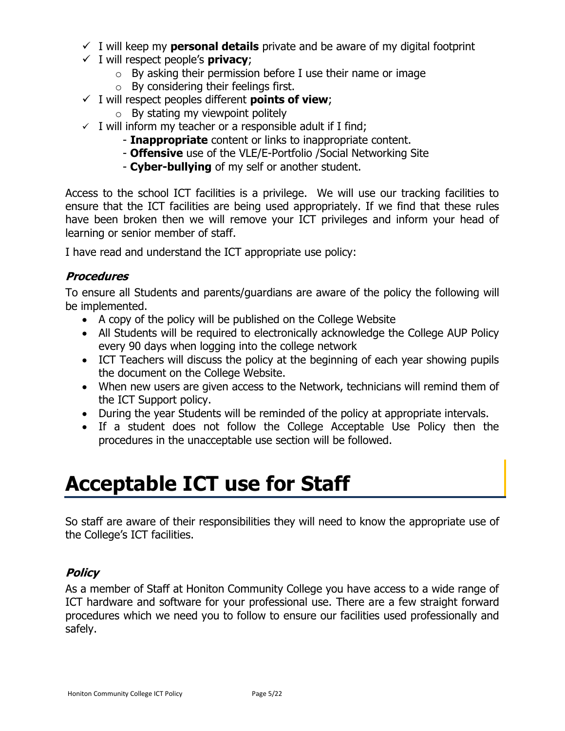- ✓ I will keep my **personal details** private and be aware of my digital footprint
- ✓ I will respect people's **privacy**;
  - By asking their permission before I use their name or image
  - By considering their feelings first.
- ✓ I will respect peoples different **points of view**;
  - By stating my viewpoint politely
- ✓ I will inform my teacher or a responsible adult if I find;
  - **Inappropriate** content or links to inappropriate content.
  - **Offensive** use of the VLE/E-Portfolio /Social Networking Site
  - **Cyber-bullying** of my self or another student.

Access to the school ICT facilities is a privilege. We will use our tracking facilities to ensure that the ICT facilities are being used appropriately. If we find that these rules have been broken then we will remove your ICT privileges and inform your head of learning or senior member of staff.

I have read and understand the ICT appropriate use policy:

### *Procedures*

To ensure all Students and parents/guardians are aware of the policy the following will be implemented.

- A copy of the policy will be published on the College Website
- All Students will be required to electronically acknowledge the College AUP Policy every 90 days when logging into the college network
- ICT Teachers will discuss the policy at the beginning of each year showing pupils the document on the College Website.
- When new users are given access to the Network, technicians will remind them of the ICT Support policy.
- During the year Students will be reminded of the policy at appropriate intervals.
- If a student does not follow the College Acceptable Use Policy then the procedures in the unacceptable use section will be followed.

# Acceptable ICT use for Staff

So staff are aware of their responsibilities they will need to know the appropriate use of the College's ICT facilities.

### *Policy*

As a member of Staff at Honiton Community College you have access to a wide range of ICT hardware and software for your professional use. There are a few straight forward procedures which we need you to follow to ensure our facilities used professionally and safely.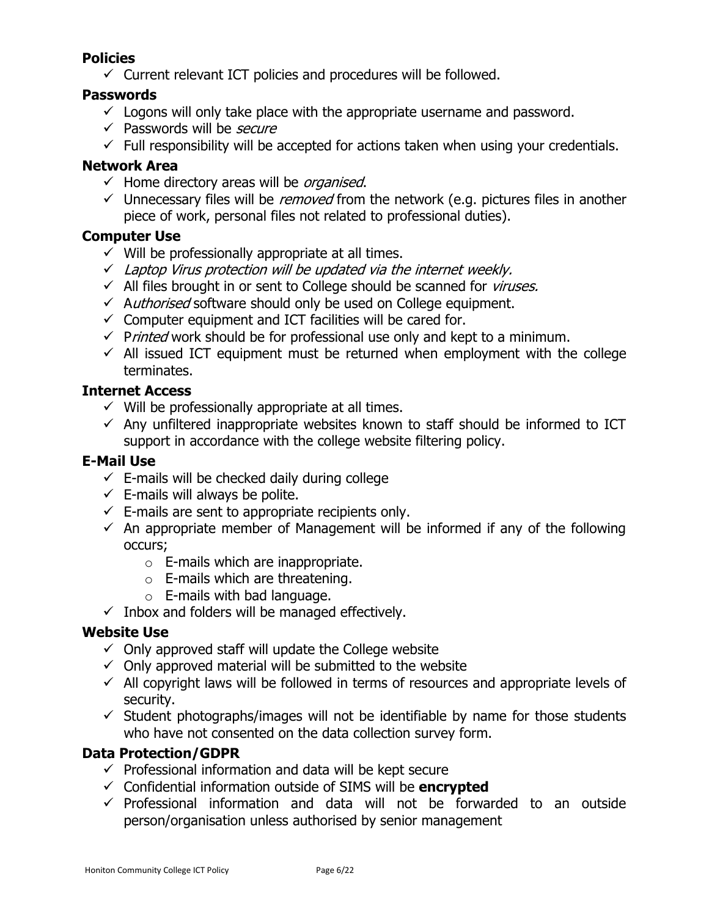**Policies**

- ✓ Current relevant ICT policies and procedures will be followed.

**Passwords**

- ✓ Logons will only take place with the appropriate username and password.
- ✓ Passwords will be *secure*
- ✓ Full responsibility will be accepted for actions taken when using your credentials.

**Network Area**

- ✓ Home directory areas will be *organised*.
- ✓ Unnecessary files will be *removed* from the network (e.g. pictures files in another piece of work, personal files not related to professional duties).

**Computer Use**

- ✓ Will be professionally appropriate at all times.
- ✓ *Laptop Virus protection will be updated via the internet weekly.*
- ✓ All files brought in or sent to College should be scanned for *viruses.*
- ✓ A*uthorised* software should only be used on College equipment.
- ✓ Computer equipment and ICT facilities will be cared for.
- ✓ P*rinted* work should be for professional use only and kept to a minimum.
- ✓ All issued ICT equipment must be returned when employment with the college terminates.

**Internet Access**

- ✓ Will be professionally appropriate at all times.
- ✓ Any unfiltered inappropriate websites known to staff should be informed to ICT support in accordance with the college website filtering policy.

**E-Mail Use**

- ✓ E-mails will be checked daily during college
- ✓ E-mails will always be polite.
- ✓ E-mails are sent to appropriate recipients only.
- ✓ An appropriate member of Management will be informed if any of the following occurs;
  - E-mails which are inappropriate.
  - E-mails which are threatening.
  - E-mails with bad language.
- ✓ Inbox and folders will be managed effectively.

**Website Use**

- ✓ Only approved staff will update the College website
- ✓ Only approved material will be submitted to the website
- ✓ All copyright laws will be followed in terms of resources and appropriate levels of security.
- ✓ Student photographs/images will not be identifiable by name for those students who have not consented on the data collection survey form.

**Data Protection/GDPR**

- ✓ Professional information and data will be kept secure
- ✓ Confidential information outside of SIMS will be **encrypted**
- ✓ Professional information and data will not be forwarded to an outside person/organisation unless authorised by senior management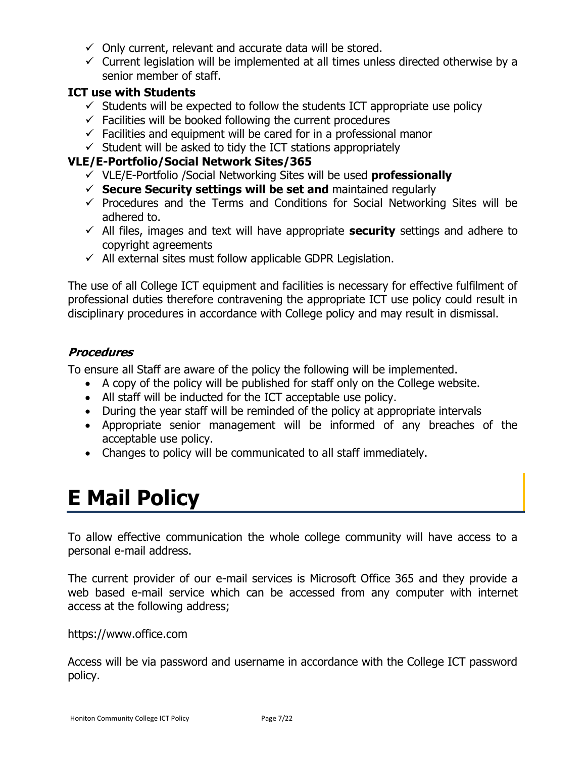- ✓ Only current, relevant and accurate data will be stored.
- ✓ Current legislation will be implemented at all times unless directed otherwise by a senior member of staff.

**ICT use with Students**

- ✓ Students will be expected to follow the students ICT appropriate use policy
- ✓ Facilities will be booked following the current procedures
- ✓ Facilities and equipment will be cared for in a professional manor
- ✓ Student will be asked to tidy the ICT stations appropriately

**VLE/E-Portfolio/Social Network Sites/365**

- ✓ VLE/E-Portfolio /Social Networking Sites will be used **professionally**
- ✓ **Secure Security settings will be set and** maintained regularly
- ✓ Procedures and the Terms and Conditions for Social Networking Sites will be adhered to.
- ✓ All files, images and text will have appropriate **security** settings and adhere to copyright agreements
- ✓ All external sites must follow applicable GDPR Legislation.

The use of all College ICT equipment and facilities is necessary for effective fulfilment of professional duties therefore contravening the appropriate ICT use policy could result in disciplinary procedures in accordance with College policy and may result in dismissal.

***Procedures***

To ensure all Staff are aware of the policy the following will be implemented.

- A copy of the policy will be published for staff only on the College website.
- All staff will be inducted for the ICT acceptable use policy.
- During the year staff will be reminded of the policy at appropriate intervals
- Appropriate senior management will be informed of any breaches of the acceptable use policy.
- Changes to policy will be communicated to all staff immediately.

# E Mail Policy

To allow effective communication the whole college community will have access to a personal e-mail address.

The current provider of our e-mail services is Microsoft Office 365 and they provide a web based e-mail service which can be accessed from any computer with internet access at the following address;

https://www.office.com

Access will be via password and username in accordance with the College ICT password policy.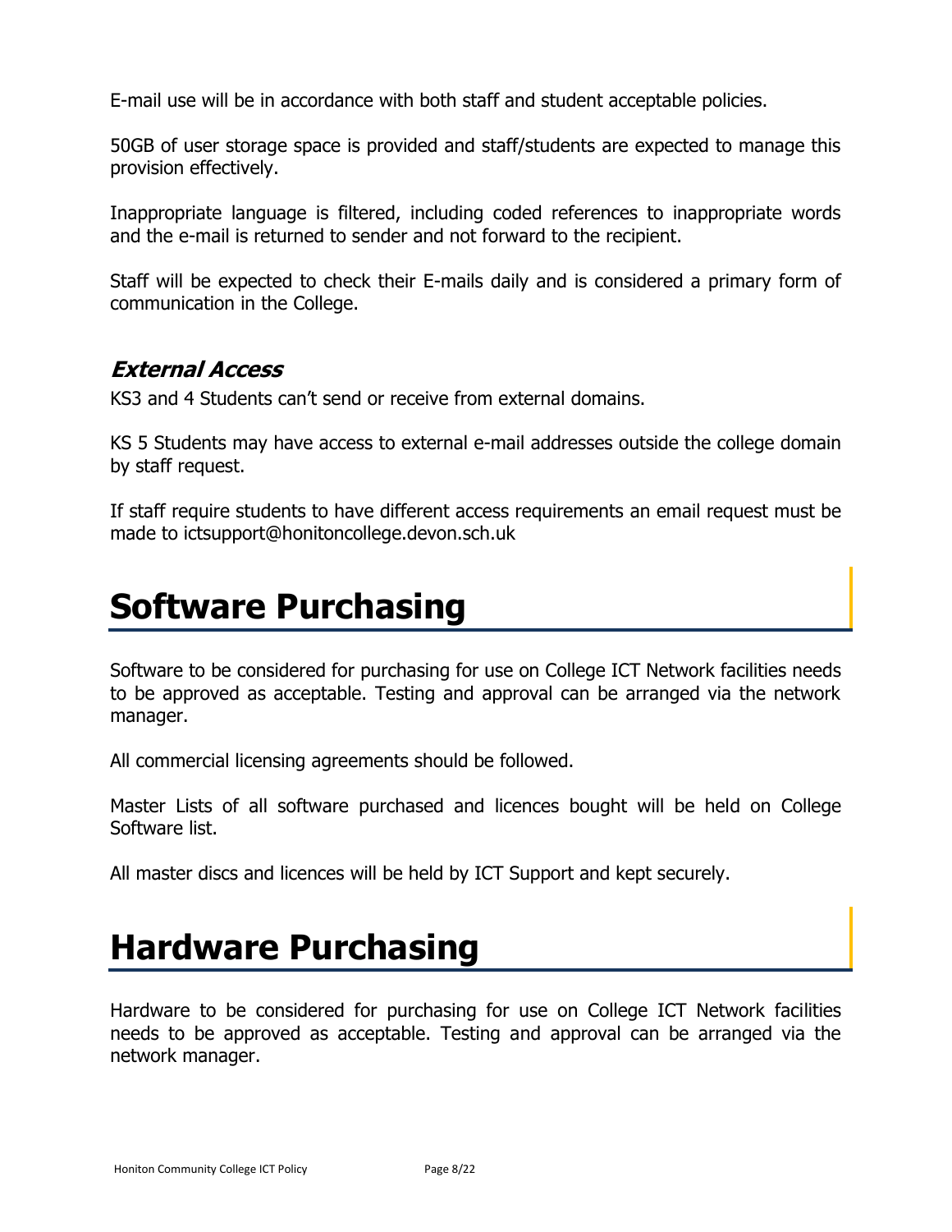E-mail use will be in accordance with both staff and student acceptable policies.

50GB of user storage space is provided and staff/students are expected to manage this provision effectively.

Inappropriate language is filtered, including coded references to inappropriate words and the e-mail is returned to sender and not forward to the recipient.

Staff will be expected to check their E-mails daily and is considered a primary form of communication in the College.

### *External Access*

KS3 and 4 Students can't send or receive from external domains.

KS 5 Students may have access to external e-mail addresses outside the college domain by staff request.

If staff require students to have different access requirements an email request must be made to ictsupport@honitoncollege.devon.sch.uk

# Software Purchasing

Software to be considered for purchasing for use on College ICT Network facilities needs to be approved as acceptable. Testing and approval can be arranged via the network manager.

All commercial licensing agreements should be followed.

Master Lists of all software purchased and licences bought will be held on College Software list.

All master discs and licences will be held by ICT Support and kept securely.

# Hardware Purchasing

Hardware to be considered for purchasing for use on College ICT Network facilities needs to be approved as acceptable. Testing and approval can be arranged via the network manager.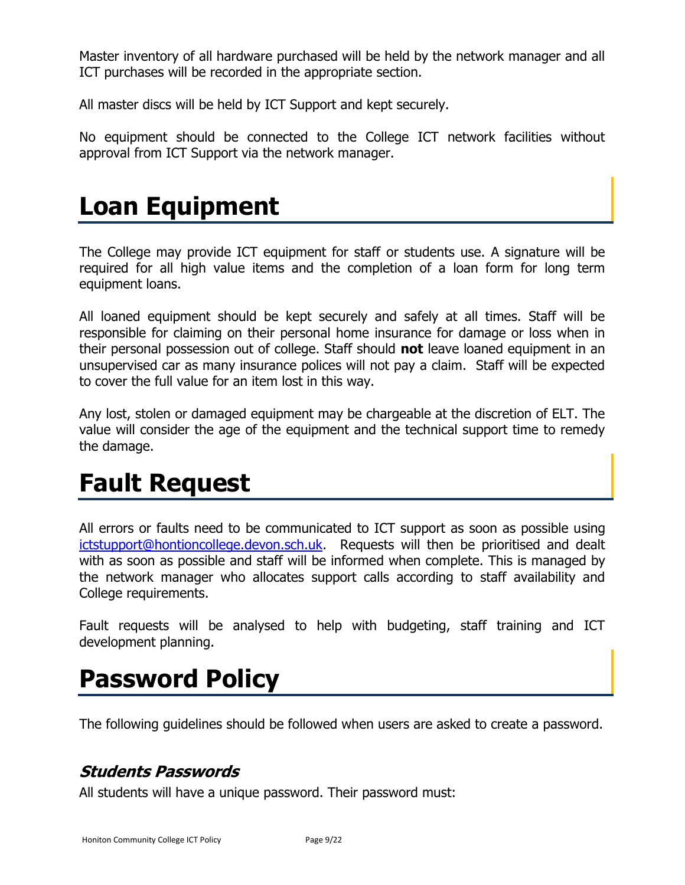Master inventory of all hardware purchased will be held by the network manager and all ICT purchases will be recorded in the appropriate section.

All master discs will be held by ICT Support and kept securely.

No equipment should be connected to the College ICT network facilities without approval from ICT Support via the network manager.

# Loan Equipment

The College may provide ICT equipment for staff or students use. A signature will be required for all high value items and the completion of a loan form for long term equipment loans.

All loaned equipment should be kept securely and safely at all times. Staff will be responsible for claiming on their personal home insurance for damage or loss when in their personal possession out of college. Staff should **not** leave loaned equipment in an unsupervised car as many insurance polices will not pay a claim. Staff will be expected to cover the full value for an item lost in this way.

Any lost, stolen or damaged equipment may be chargeable at the discretion of ELT. The value will consider the age of the equipment and the technical support time to remedy the damage.

# Fault Request

All errors or faults need to be communicated to ICT support as soon as possible using ictstupport@hontioncollege.devon.sch.uk. Requests will then be prioritised and dealt with as soon as possible and staff will be informed when complete. This is managed by the network manager who allocates support calls according to staff availability and College requirements.

Fault requests will be analysed to help with budgeting, staff training and ICT development planning.

# Password Policy

The following guidelines should be followed when users are asked to create a password.

## *Students Passwords*

All students will have a unique password. Their password must: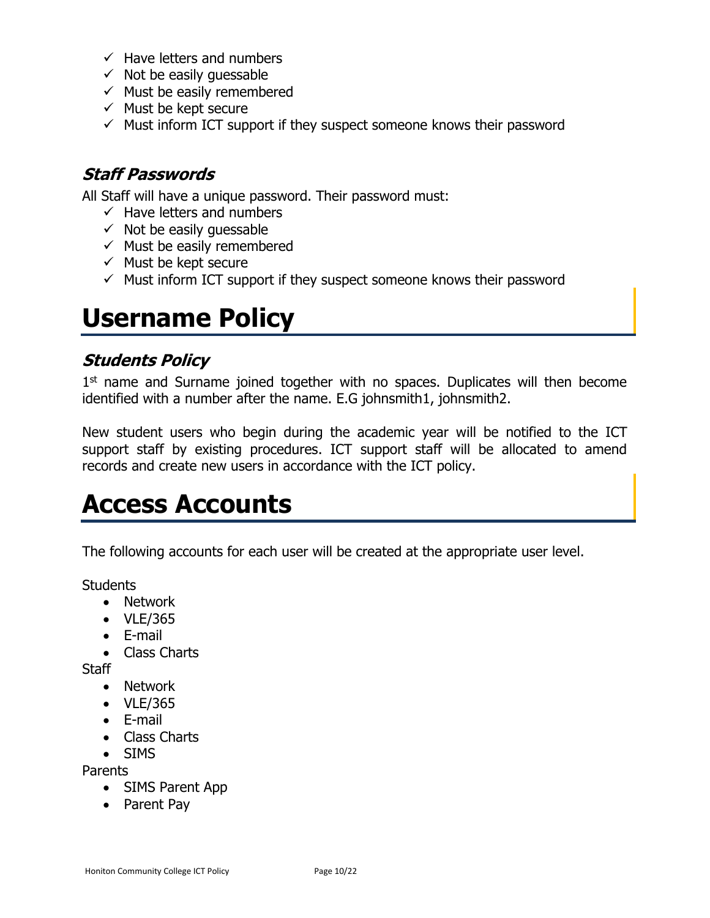- ✓ Have letters and numbers
- ✓ Not be easily guessable
- ✓ Must be easily remembered
- ✓ Must be kept secure
- ✓ Must inform ICT support if they suspect someone knows their password

### *Staff Passwords*

All Staff will have a unique password. Their password must:

- ✓ Have letters and numbers
- ✓ Not be easily guessable
- ✓ Must be easily remembered
- ✓ Must be kept secure
- ✓ Must inform ICT support if they suspect someone knows their password

# Username Policy

### *Students Policy*

1st name and Surname joined together with no spaces. Duplicates will then become identified with a number after the name. E.G johnsmith1, johnsmith2.

New student users who begin during the academic year will be notified to the ICT support staff by existing procedures. ICT support staff will be allocated to amend records and create new users in accordance with the ICT policy.

# Access Accounts

The following accounts for each user will be created at the appropriate user level.

Students

- Network
- VLE/365
- E-mail
- Class Charts

Staff

- Network
- VLE/365
- E-mail
- Class Charts
- SIMS

Parents

- SIMS Parent App
- Parent Pay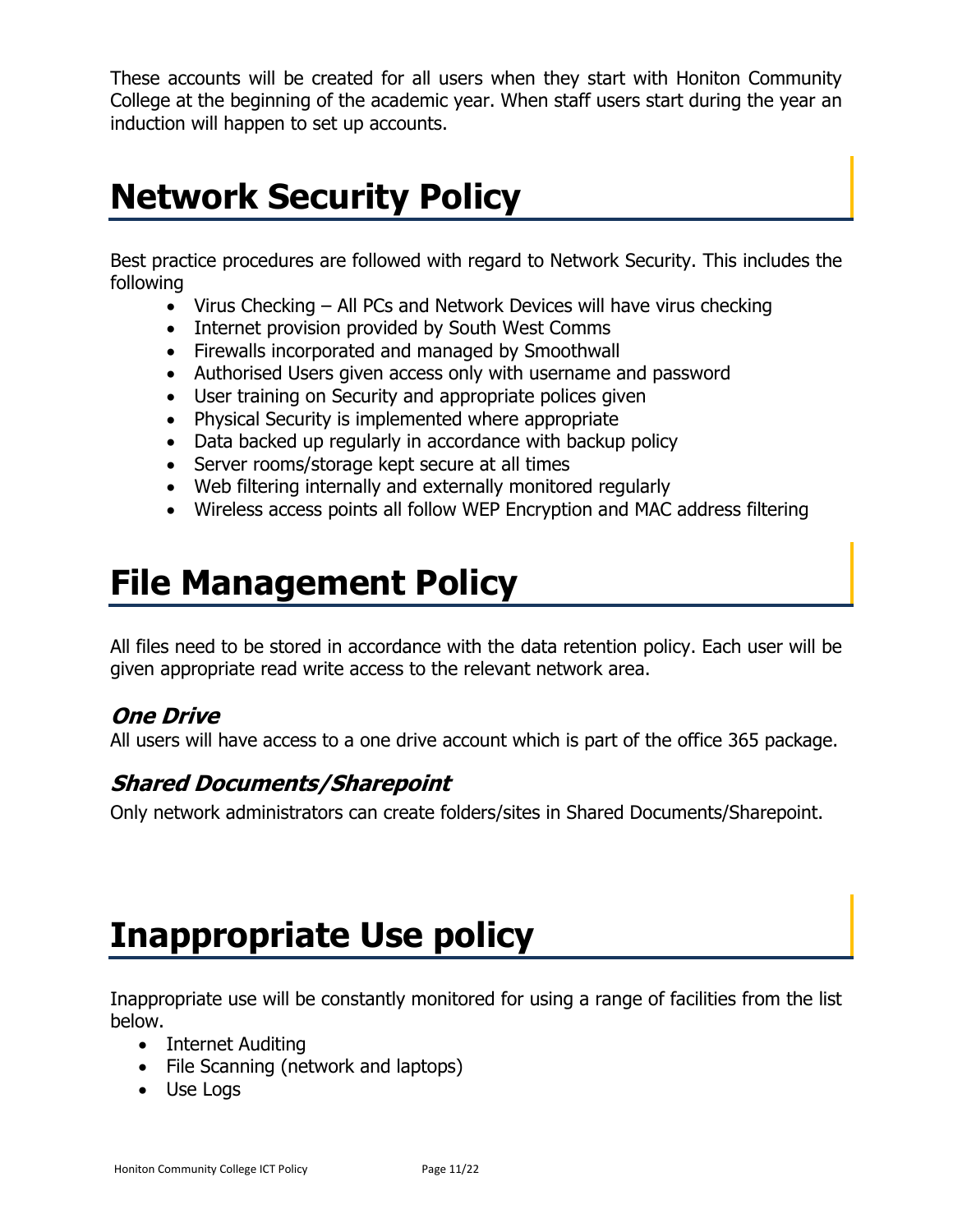These accounts will be created for all users when they start with Honiton Community College at the beginning of the academic year. When staff users start during the year an induction will happen to set up accounts.

# Network Security Policy

Best practice procedures are followed with regard to Network Security. This includes the following

- Virus Checking – All PCs and Network Devices will have virus checking
- Internet provision provided by South West Comms
- Firewalls incorporated and managed by Smoothwall
- Authorised Users given access only with username and password
- User training on Security and appropriate polices given
- Physical Security is implemented where appropriate
- Data backed up regularly in accordance with backup policy
- Server rooms/storage kept secure at all times
- Web filtering internally and externally monitored regularly
- Wireless access points all follow WEP Encryption and MAC address filtering

# File Management Policy

All files need to be stored in accordance with the data retention policy. Each user will be given appropriate read write access to the relevant network area.

### *One Drive*

All users will have access to a one drive account which is part of the office 365 package.

### *Shared Documents/Sharepoint*

Only network administrators can create folders/sites in Shared Documents/Sharepoint.

# Inappropriate Use policy

Inappropriate use will be constantly monitored for using a range of facilities from the list below.

- Internet Auditing
- File Scanning (network and laptops)
- Use Logs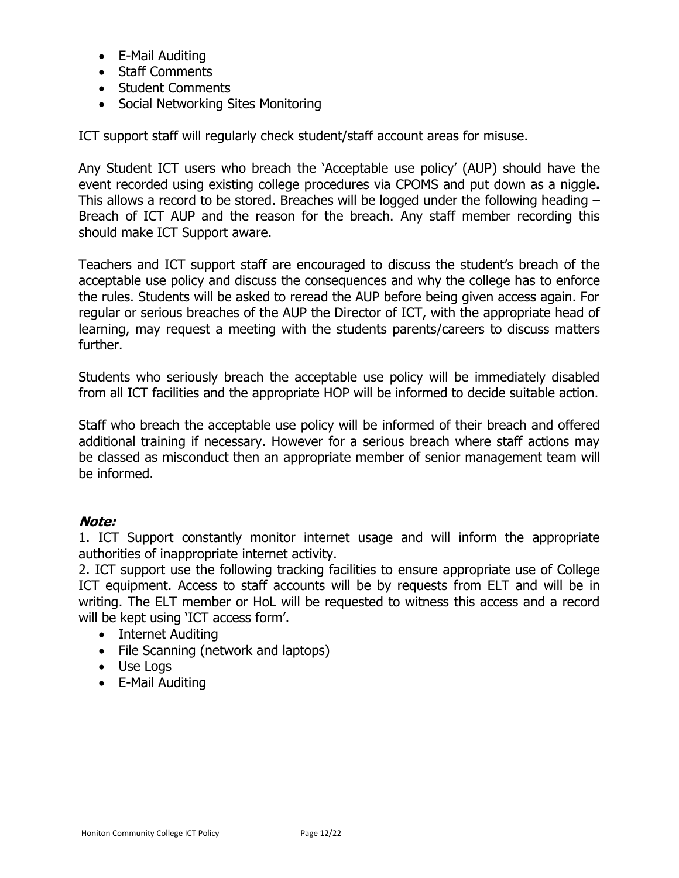- E-Mail Auditing
- Staff Comments
- Student Comments
- Social Networking Sites Monitoring

ICT support staff will regularly check student/staff account areas for misuse.

Any Student ICT users who breach the 'Acceptable use policy' (AUP) should have the event recorded using existing college procedures via CPOMS and put down as a niggle**.** This allows a record to be stored. Breaches will be logged under the following heading – Breach of ICT AUP and the reason for the breach. Any staff member recording this should make ICT Support aware.

Teachers and ICT support staff are encouraged to discuss the student's breach of the acceptable use policy and discuss the consequences and why the college has to enforce the rules. Students will be asked to reread the AUP before being given access again. For regular or serious breaches of the AUP the Director of ICT, with the appropriate head of learning, may request a meeting with the students parents/careers to discuss matters further.

Students who seriously breach the acceptable use policy will be immediately disabled from all ICT facilities and the appropriate HOP will be informed to decide suitable action.

Staff who breach the acceptable use policy will be informed of their breach and offered additional training if necessary. However for a serious breach where staff actions may be classed as misconduct then an appropriate member of senior management team will be informed.

***Note:***

1. ICT Support constantly monitor internet usage and will inform the appropriate authorities of inappropriate internet activity.
2. ICT support use the following tracking facilities to ensure appropriate use of College ICT equipment. Access to staff accounts will be by requests from ELT and will be in writing. The ELT member or HoL will be requested to witness this access and a record will be kept using 'ICT access form'.
   - Internet Auditing
   - File Scanning (network and laptops)
   - Use Logs
   - E-Mail Auditing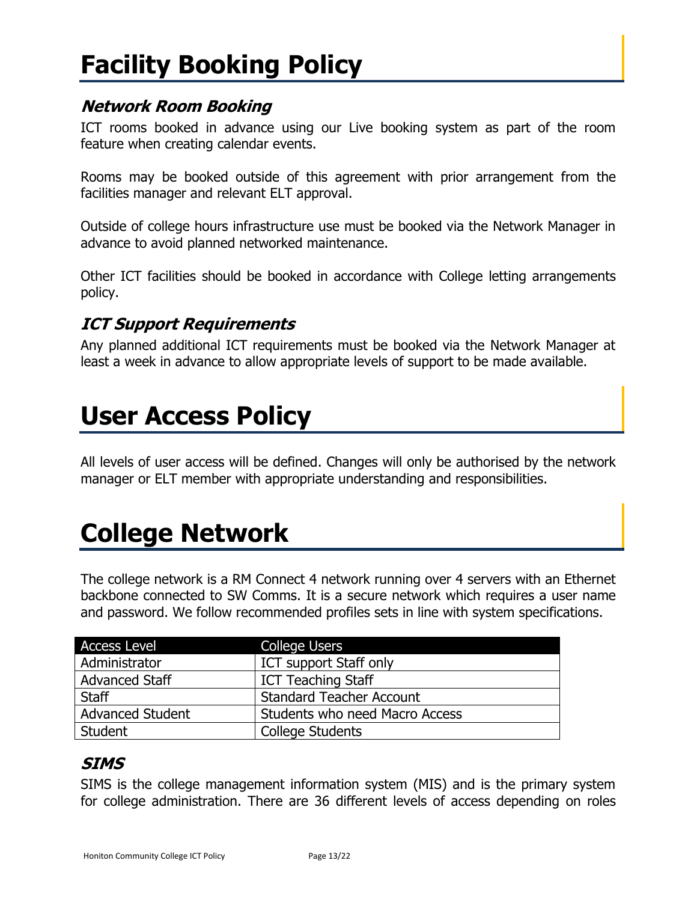# Facility Booking Policy

### *Network Room Booking*

ICT rooms booked in advance using our Live booking system as part of the room feature when creating calendar events.

Rooms may be booked outside of this agreement with prior arrangement from the facilities manager and relevant ELT approval.

Outside of college hours infrastructure use must be booked via the Network Manager in advance to avoid planned networked maintenance.

Other ICT facilities should be booked in accordance with College letting arrangements policy.

### *ICT Support Requirements*

Any planned additional ICT requirements must be booked via the Network Manager at least a week in advance to allow appropriate levels of support to be made available.

# User Access Policy

All levels of user access will be defined. Changes will only be authorised by the network manager or ELT member with appropriate understanding and responsibilities.

# College Network

The college network is a RM Connect 4 network running over 4 servers with an Ethernet backbone connected to SW Comms. It is a secure network which requires a user name and password. We follow recommended profiles sets in line with system specifications.

| Access Level | College Users |
| --- | --- |
| Administrator | ICT support Staff only |
| Advanced Staff | ICT Teaching Staff |
| Staff | Standard Teacher Account |
| Advanced Student | Students who need Macro Access |
| Student | College Students |

### *SIMS*

SIMS is the college management information system (MIS) and is the primary system for college administration. There are 36 different levels of access depending on roles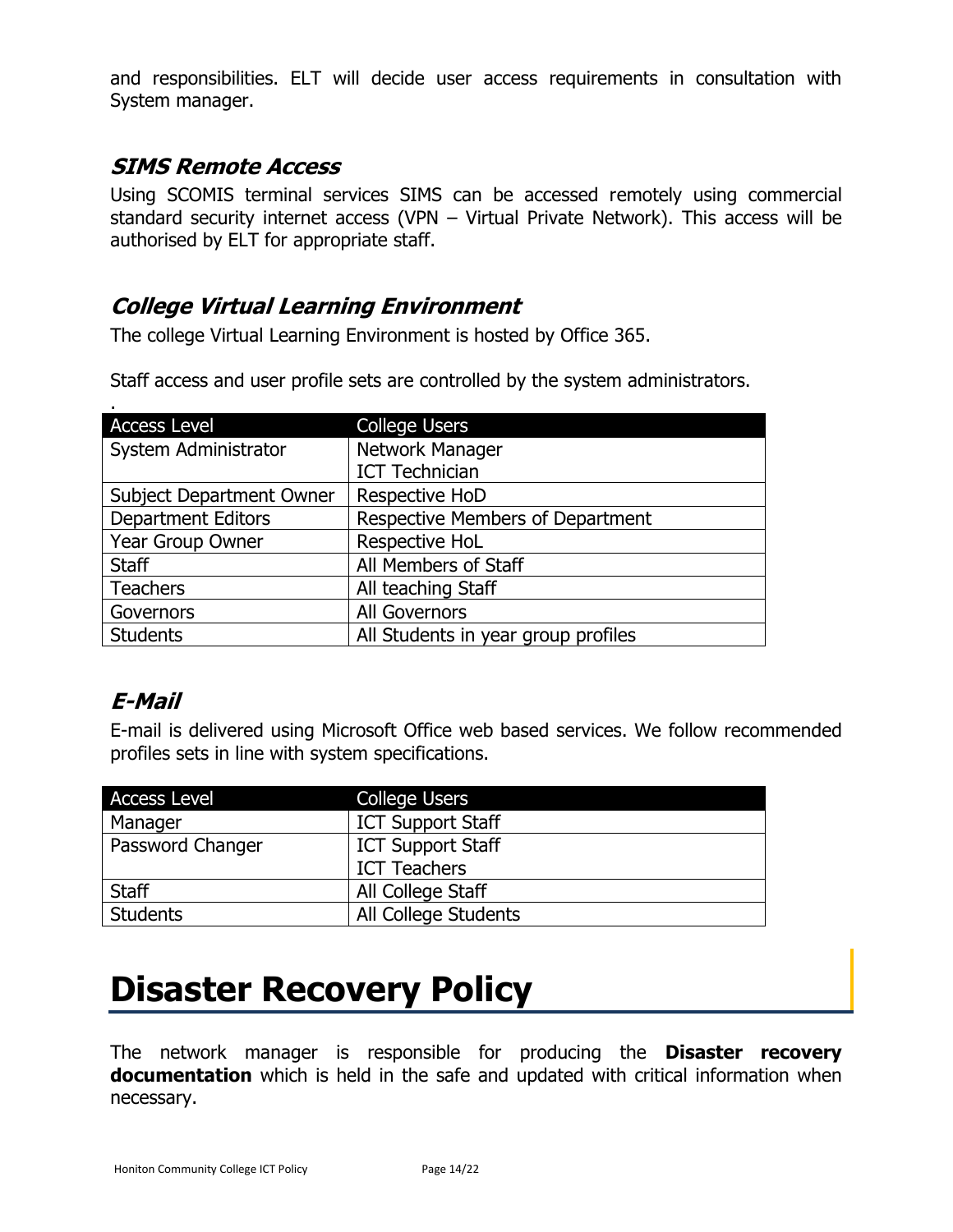and responsibilities. ELT will decide user access requirements in consultation with System manager.

### *SIMS Remote Access*

Using SCOMIS terminal services SIMS can be accessed remotely using commercial standard security internet access (VPN – Virtual Private Network). This access will be authorised by ELT for appropriate staff.

### *College Virtual Learning Environment*

The college Virtual Learning Environment is hosted by Office 365.

Staff access and user profile sets are controlled by the system administrators.

.

| Access Level | College Users |
|---|---|
| System Administrator | Network Manager<br>ICT Technician |
| Subject Department Owner | Respective HoD |
| Department Editors | Respective Members of Department |
| Year Group Owner | Respective HoL |
| Staff | All Members of Staff |
| Teachers | All teaching Staff |
| Governors | All Governors |
| Students | All Students in year group profiles |

### *E-Mail*

E-mail is delivered using Microsoft Office web based services. We follow recommended profiles sets in line with system specifications.

| Access Level | College Users |
|---|---|
| Manager | ICT Support Staff |
| Password Changer | ICT Support Staff<br>ICT Teachers |
| Staff | All College Staff |
| Students | All College Students |

# Disaster Recovery Policy

The network manager is responsible for producing the **Disaster recovery documentation** which is held in the safe and updated with critical information when necessary.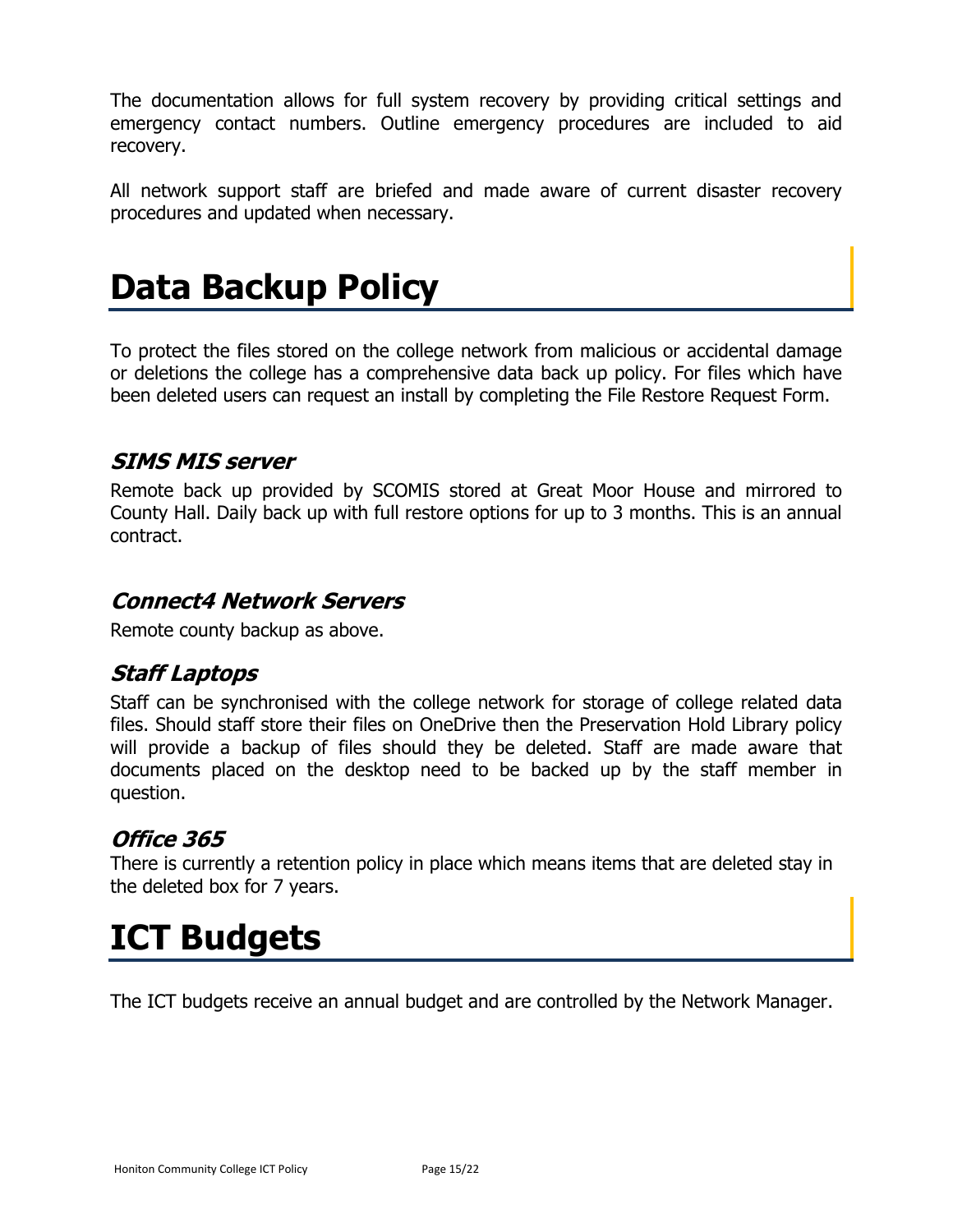The documentation allows for full system recovery by providing critical settings and emergency contact numbers. Outline emergency procedures are included to aid recovery.

All network support staff are briefed and made aware of current disaster recovery procedures and updated when necessary.

# Data Backup Policy

To protect the files stored on the college network from malicious or accidental damage or deletions the college has a comprehensive data back up policy. For files which have been deleted users can request an install by completing the File Restore Request Form.

### *SIMS MIS server*

Remote back up provided by SCOMIS stored at Great Moor House and mirrored to County Hall. Daily back up with full restore options for up to 3 months. This is an annual contract.

### *Connect4 Network Servers*

Remote county backup as above.

### *Staff Laptops*

Staff can be synchronised with the college network for storage of college related data files. Should staff store their files on OneDrive then the Preservation Hold Library policy will provide a backup of files should they be deleted. Staff are made aware that documents placed on the desktop need to be backed up by the staff member in question.

### *Office 365*

There is currently a retention policy in place which means items that are deleted stay in the deleted box for 7 years.

# ICT Budgets

The ICT budgets receive an annual budget and are controlled by the Network Manager.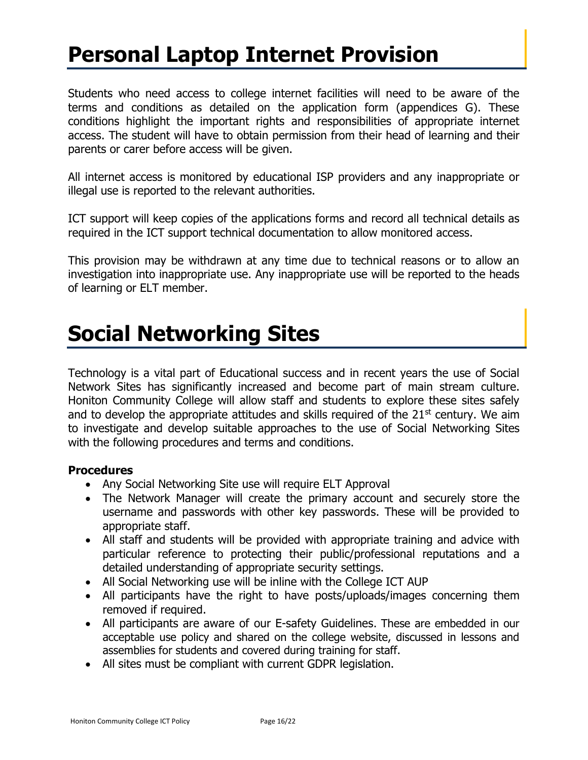# Personal Laptop Internet Provision

Students who need access to college internet facilities will need to be aware of the terms and conditions as detailed on the application form (appendices G). These conditions highlight the important rights and responsibilities of appropriate internet access. The student will have to obtain permission from their head of learning and their parents or carer before access will be given.

All internet access is monitored by educational ISP providers and any inappropriate or illegal use is reported to the relevant authorities.

ICT support will keep copies of the applications forms and record all technical details as required in the ICT support technical documentation to allow monitored access.

This provision may be withdrawn at any time due to technical reasons or to allow an investigation into inappropriate use. Any inappropriate use will be reported to the heads of learning or ELT member.

# Social Networking Sites

Technology is a vital part of Educational success and in recent years the use of Social Network Sites has significantly increased and become part of main stream culture. Honiton Community College will allow staff and students to explore these sites safely and to develop the appropriate attitudes and skills required of the 21st century. We aim to investigate and develop suitable approaches to the use of Social Networking Sites with the following procedures and terms and conditions.

**Procedures**

- Any Social Networking Site use will require ELT Approval
- The Network Manager will create the primary account and securely store the username and passwords with other key passwords. These will be provided to appropriate staff.
- All staff and students will be provided with appropriate training and advice with particular reference to protecting their public/professional reputations and a detailed understanding of appropriate security settings.
- All Social Networking use will be inline with the College ICT AUP
- All participants have the right to have posts/uploads/images concerning them removed if required.
- All participants are aware of our E-safety Guidelines. These are embedded in our acceptable use policy and shared on the college website, discussed in lessons and assemblies for students and covered during training for staff.
- All sites must be compliant with current GDPR legislation.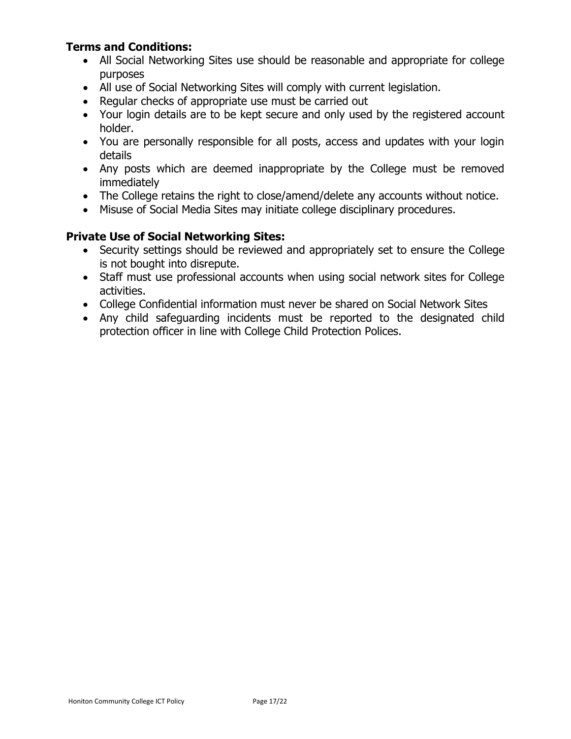**Terms and Conditions:**

- All Social Networking Sites use should be reasonable and appropriate for college purposes
- All use of Social Networking Sites will comply with current legislation.
- Regular checks of appropriate use must be carried out
- Your login details are to be kept secure and only used by the registered account holder.
- You are personally responsible for all posts, access and updates with your login details
- Any posts which are deemed inappropriate by the College must be removed immediately
- The College retains the right to close/amend/delete any accounts without notice.
- Misuse of Social Media Sites may initiate college disciplinary procedures.

**Private Use of Social Networking Sites:**

- Security settings should be reviewed and appropriately set to ensure the College is not bought into disrepute.
- Staff must use professional accounts when using social network sites for College activities.
- College Confidential information must never be shared on Social Network Sites
- Any child safeguarding incidents must be reported to the designated child protection officer in line with College Child Protection Polices.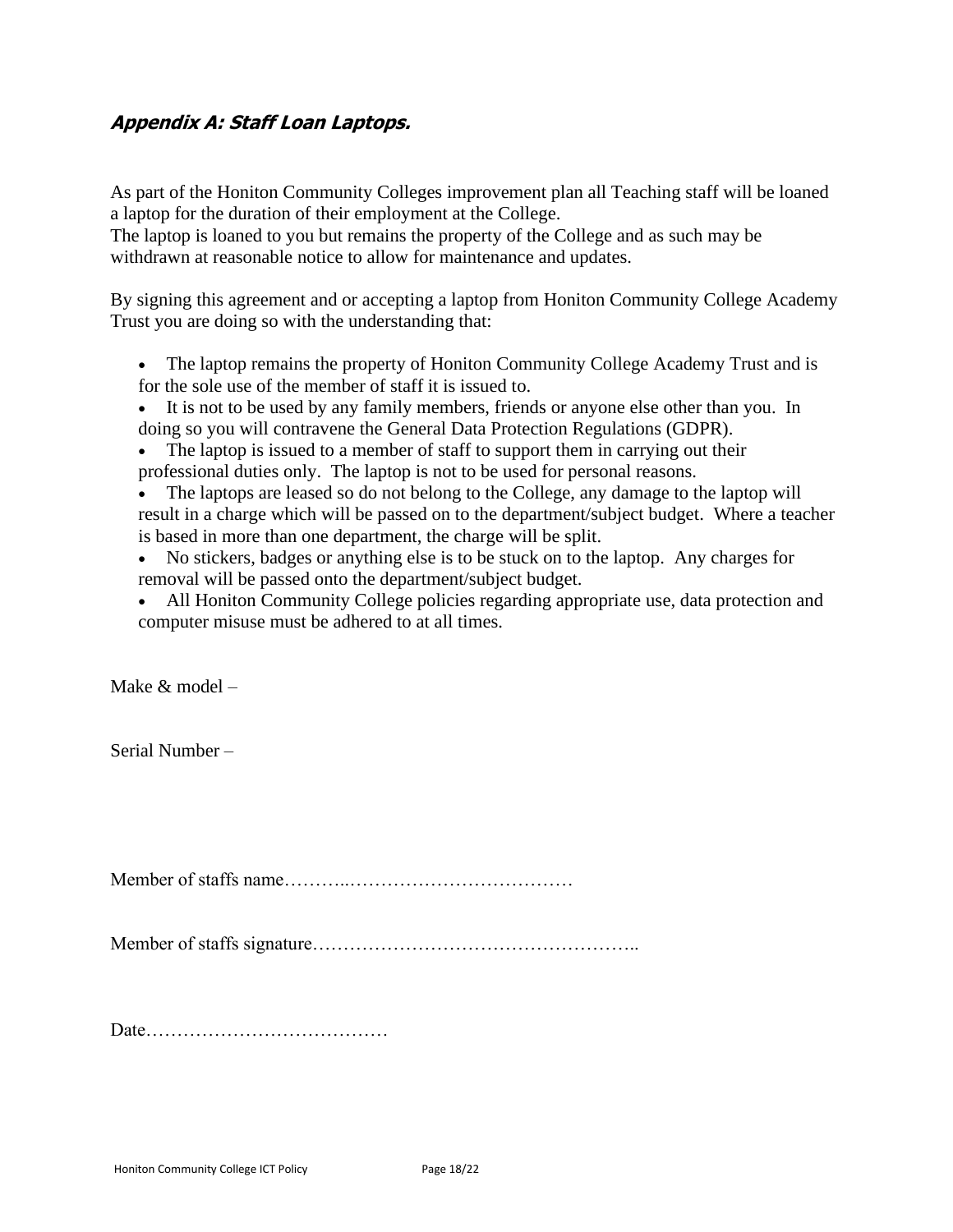## ***Appendix A: Staff Loan Laptops.***

As part of the Honiton Community Colleges improvement plan all Teaching staff will be loaned a laptop for the duration of their employment at the College.
The laptop is loaned to you but remains the property of the College and as such may be withdrawn at reasonable notice to allow for maintenance and updates.

By signing this agreement and or accepting a laptop from Honiton Community College Academy Trust you are doing so with the understanding that:

- The laptop remains the property of Honiton Community College Academy Trust and is for the sole use of the member of staff it is issued to.
- It is not to be used by any family members, friends or anyone else other than you. In doing so you will contravene the General Data Protection Regulations (GDPR).
- The laptop is issued to a member of staff to support them in carrying out their professional duties only. The laptop is not to be used for personal reasons.
- The laptops are leased so do not belong to the College, any damage to the laptop will result in a charge which will be passed on to the department/subject budget. Where a teacher is based in more than one department, the charge will be split.
- No stickers, badges or anything else is to be stuck on to the laptop. Any charges for removal will be passed onto the department/subject budget.
- All Honiton Community College policies regarding appropriate use, data protection and computer misuse must be adhered to at all times.

Make & model –

Serial Number –

Member of staffs name………..………………………………

Member of staffs signature……………………………………………..

Date…………………………………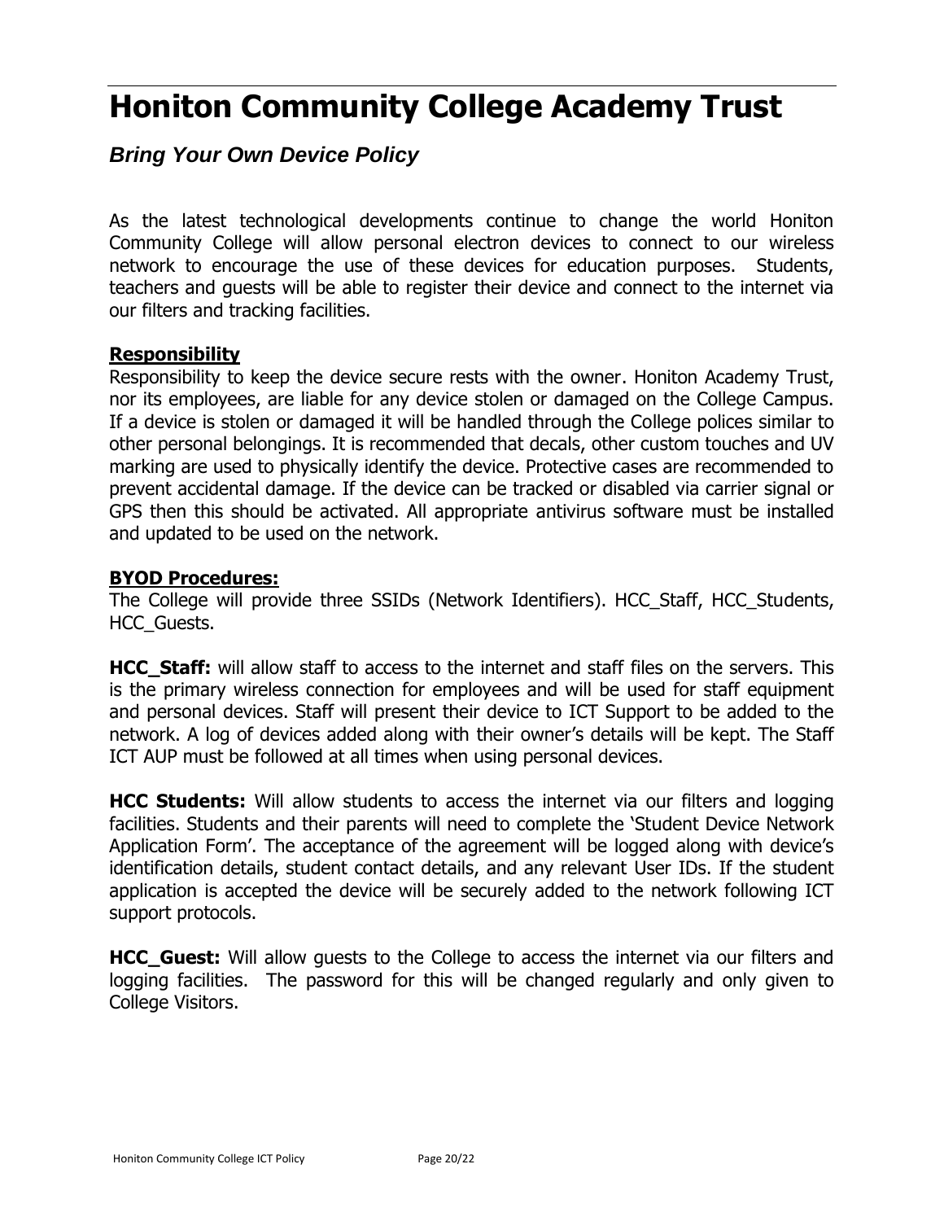# Honiton Community College Academy Trust

***Bring Your Own Device Policy***

As the latest technological developments continue to change the world Honiton Community College will allow personal electron devices to connect to our wireless network to encourage the use of these devices for education purposes. Students, teachers and guests will be able to register their device and connect to the internet via our filters and tracking facilities.

**Responsibility**

Responsibility to keep the device secure rests with the owner. Honiton Academy Trust, nor its employees, are liable for any device stolen or damaged on the College Campus. If a device is stolen or damaged it will be handled through the College polices similar to other personal belongings. It is recommended that decals, other custom touches and UV marking are used to physically identify the device. Protective cases are recommended to prevent accidental damage. If the device can be tracked or disabled via carrier signal or GPS then this should be activated. All appropriate antivirus software must be installed and updated to be used on the network.

**BYOD Procedures:**

The College will provide three SSIDs (Network Identifiers). HCC_Staff, HCC_Students, HCC_Guests.

**HCC_Staff:** will allow staff to access to the internet and staff files on the servers. This is the primary wireless connection for employees and will be used for staff equipment and personal devices. Staff will present their device to ICT Support to be added to the network. A log of devices added along with their owner's details will be kept. The Staff ICT AUP must be followed at all times when using personal devices.

**HCC Students:** Will allow students to access the internet via our filters and logging facilities. Students and their parents will need to complete the 'Student Device Network Application Form'. The acceptance of the agreement will be logged along with device's identification details, student contact details, and any relevant User IDs. If the student application is accepted the device will be securely added to the network following ICT support protocols.

**HCC_Guest:** Will allow guests to the College to access the internet via our filters and logging facilities. The password for this will be changed regularly and only given to College Visitors.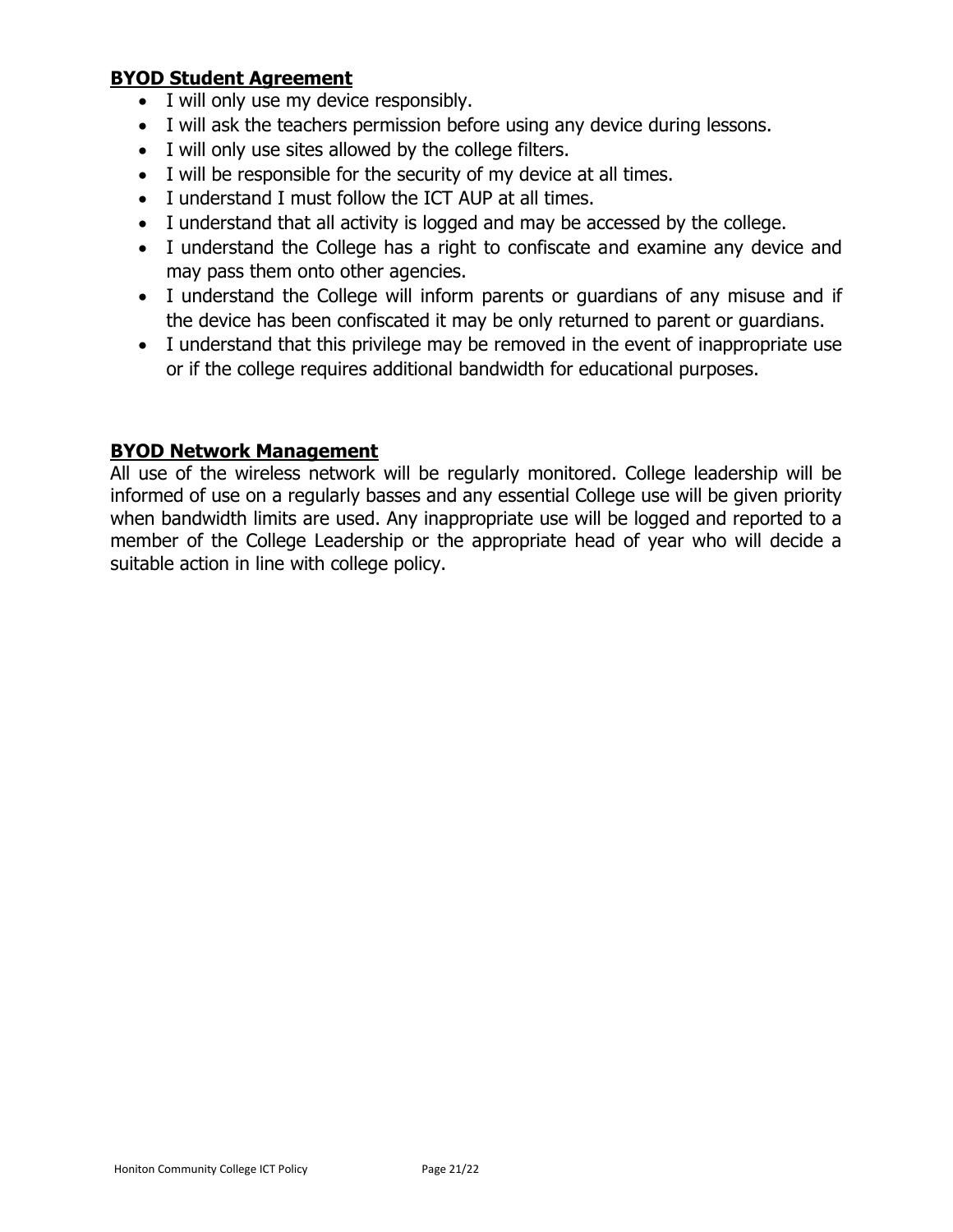## BYOD Student Agreement

- I will only use my device responsibly.
- I will ask the teachers permission before using any device during lessons.
- I will only use sites allowed by the college filters.
- I will be responsible for the security of my device at all times.
- I understand I must follow the ICT AUP at all times.
- I understand that all activity is logged and may be accessed by the college.
- I understand the College has a right to confiscate and examine any device and may pass them onto other agencies.
- I understand the College will inform parents or guardians of any misuse and if the device has been confiscated it may be only returned to parent or guardians.
- I understand that this privilege may be removed in the event of inappropriate use or if the college requires additional bandwidth for educational purposes.

## BYOD Network Management

All use of the wireless network will be regularly monitored. College leadership will be informed of use on a regularly basses and any essential College use will be given priority when bandwidth limits are used. Any inappropriate use will be logged and reported to a member of the College Leadership or the appropriate head of year who will decide a suitable action in line with college policy.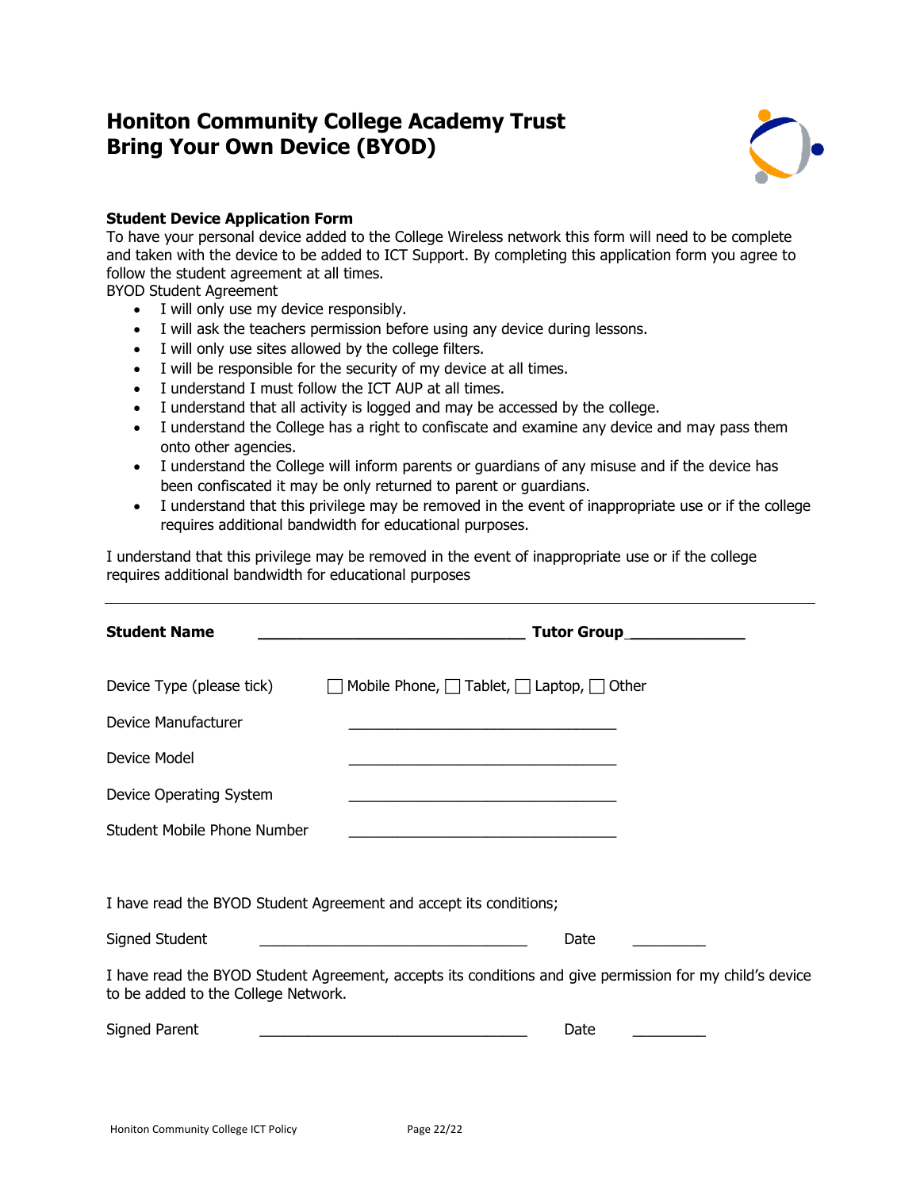# Honiton Community College Academy Trust
# Bring Your Own Device (BYOD)

**Student Device Application Form**

To have your personal device added to the College Wireless network this form will need to be complete and taken with the device to be added to ICT Support. By completing this application form you agree to follow the student agreement at all times.

BYOD Student Agreement

- I will only use my device responsibly.
- I will ask the teachers permission before using any device during lessons.
- I will only use sites allowed by the college filters.
- I will be responsible for the security of my device at all times.
- I understand I must follow the ICT AUP at all times.
- I understand that all activity is logged and may be accessed by the college.
- I understand the College has a right to confiscate and examine any device and may pass them onto other agencies.
- I understand the College will inform parents or guardians of any misuse and if the device has been confiscated it may be only returned to parent or guardians.
- I understand that this privilege may be removed in the event of inappropriate use or if the college requires additional bandwidth for educational purposes.

I understand that this privilege may be removed in the event of inappropriate use or if the college requires additional bandwidth for educational purposes

---

**Student Name** ______________________________ **Tutor Group**_____________

Device Type (please tick) ☐ Mobile Phone, ☐ Tablet, ☐ Laptop, ☐ Other

Device Manufacturer ______________________________

Device Model ______________________________

Device Operating System ______________________________

Student Mobile Phone Number ______________________________

I have read the BYOD Student Agreement and accept its conditions;

Signed Student ______________________________ Date _________

I have read the BYOD Student Agreement, accepts its conditions and give permission for my child's device to be added to the College Network.

Signed Parent ______________________________ Date _________